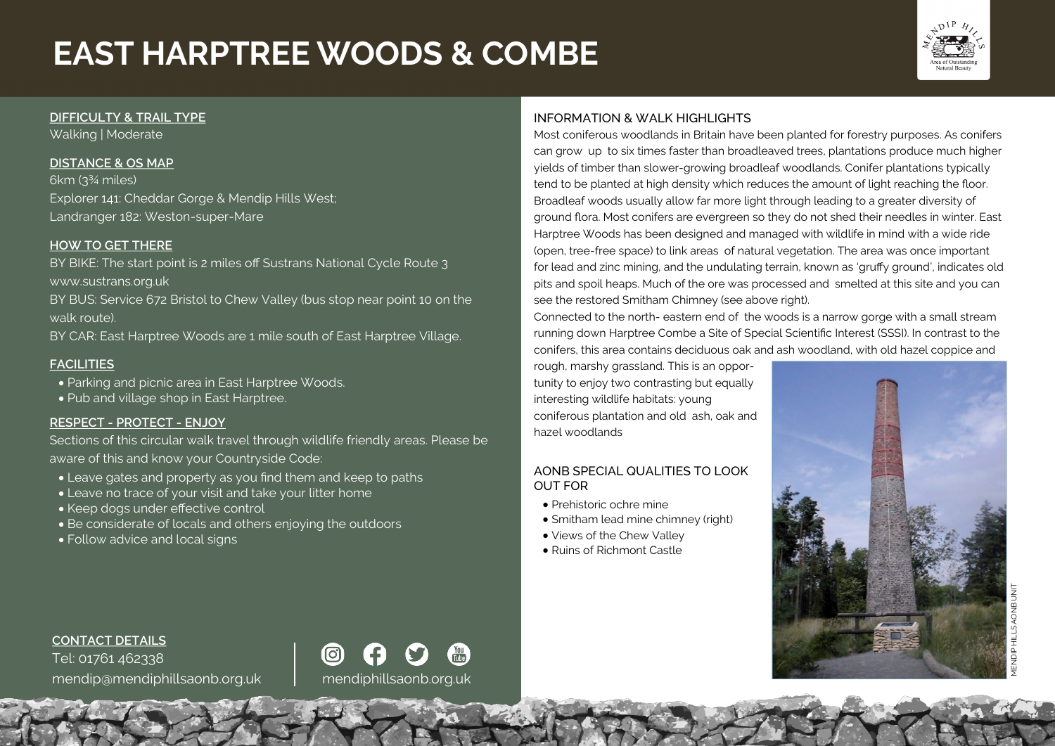# EAST HARPTREE WOODS & COMBE

## DIFFICULTY & TRAIL TYPE

Walking | Moderate

## DISTANCE & OS MAP

6km (3¾ miles)
Explorer 141: Cheddar Gorge & Mendip Hills West;
Landranger 182: Weston-super-Mare

## HOW TO GET THERE

BY BIKE: The start point is 2 miles off Sustrans National Cycle Route 3 www.sustrans.org.uk

BY BUS: Service 672 Bristol to Chew Valley (bus stop near point 10 on the walk route).

BY CAR: East Harptree Woods are 1 mile south of East Harptree Village.

## FACILITIES

- Parking and picnic area in East Harptree Woods.
- Pub and village shop in East Harptree.

## RESPECT - PROTECT - ENJOY

Sections of this circular walk travel through wildlife friendly areas. Please be aware of this and know your Countryside Code:

- Leave gates and property as you find them and keep to paths
- Leave no trace of your visit and take your litter home
- Keep dogs under effective control
- Be considerate of locals and others enjoying the outdoors
- Follow advice and local signs

## CONTACT DETAILS

Tel: 01761 462338
mendip@mendiphillsaonb.org.uk

mendiphillsaonb.org.uk

## INFORMATION & WALK HIGHLIGHTS

Most coniferous woodlands in Britain have been planted for forestry purposes. As conifers can grow up to six times faster than broadleaved trees, plantations produce much higher yields of timber than slower-growing broadleaf woodlands. Conifer plantations typically tend to be planted at high density which reduces the amount of light reaching the floor. Broadleaf woods usually allow far more light through leading to a greater diversity of ground flora. Most conifers are evergreen so they do not shed their needles in winter. East Harptree Woods has been designed and managed with wildlife in mind with a wide ride (open, tree-free space) to link areas of natural vegetation. The area was once important for lead and zinc mining, and the undulating terrain, known as 'gruffy ground', indicates old pits and spoil heaps. Much of the ore was processed and smelted at this site and you can see the restored Smitham Chimney (see above right).

Connected to the north- eastern end of the woods is a narrow gorge with a small stream running down Harptree Combe a Site of Special Scientific Interest (SSSI). In contrast to the conifers, this area contains deciduous oak and ash woodland, with old hazel coppice and rough, marshy grassland. This is an opportunity to enjoy two contrasting but equally interesting wildlife habitats: young coniferous plantation and old ash, oak and hazel woodlands

## AONB SPECIAL QUALITIES TO LOOK OUT FOR

- Prehistoric ochre mine
- Smitham lead mine chimney (right)
- Views of the Chew Valley
- Ruins of Richmont Castle

MENDIP HILLS AONB UNIT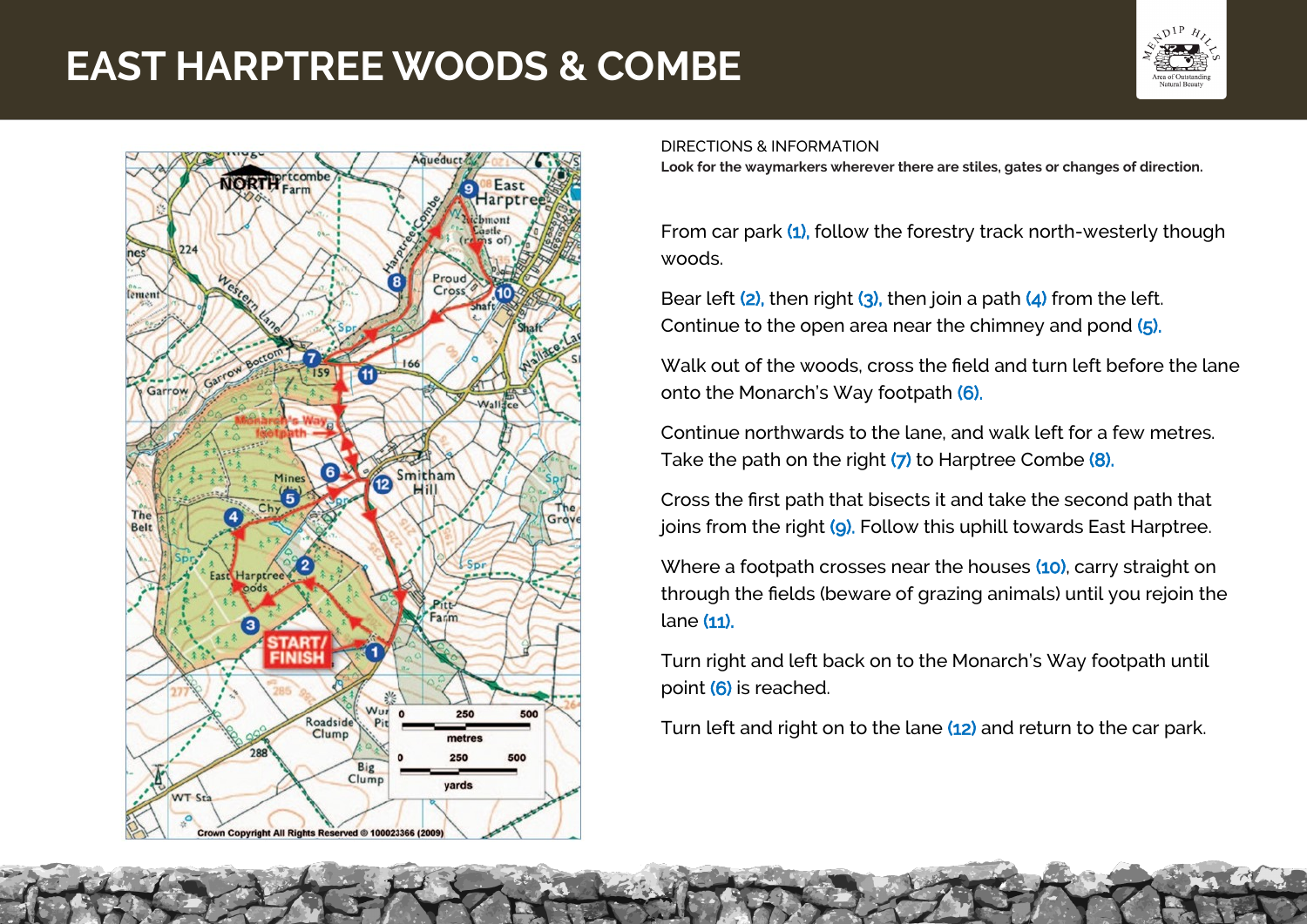# EAST HARPTREE WOODS & COMBE

DIRECTIONS & INFORMATION

**Look for the waymarkers wherever there are stiles, gates or changes of direction.**

From car park (1), follow the forestry track north-westerly though woods.

Bear left (2), then right (3), then join a path (4) from the left. Continue to the open area near the chimney and pond (5).

Walk out of the woods, cross the field and turn left before the lane onto the Monarch's Way footpath (6).

Continue northwards to the lane, and walk left for a few metres. Take the path on the right (7) to Harptree Combe (8).

Cross the first path that bisects it and take the second path that joins from the right (9). Follow this uphill towards East Harptree.

Where a footpath crosses near the houses (10), carry straight on through the fields (beware of grazing animals) until you rejoin the lane (11).

Turn right and left back on to the Monarch's Way footpath until point (6) is reached.

Turn left and right on to the lane (12) and return to the car park.